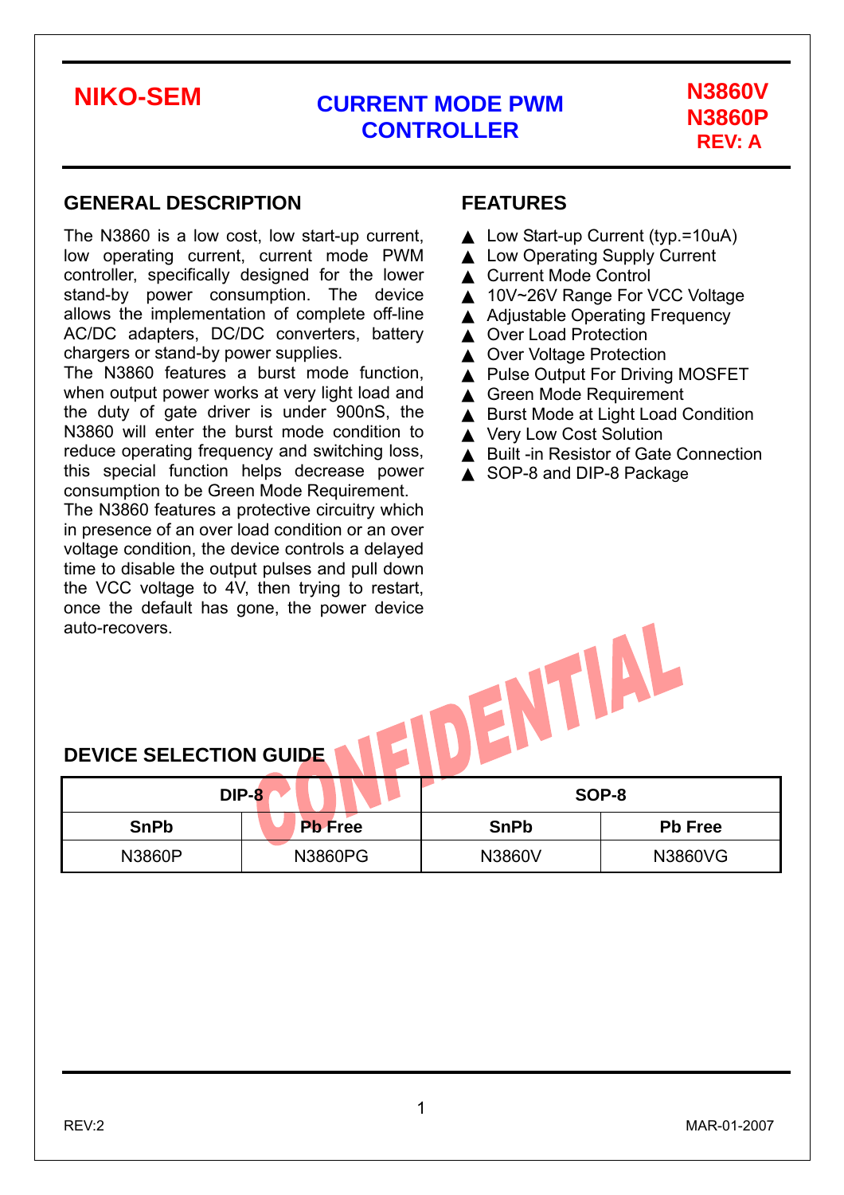**NIKO-SEM**

# CURRENT MODE PWM CONTROLLER

**N3860V**
**N3860P**
**REV: A**

## GENERAL DESCRIPTION

The N3860 is a low cost, low start-up current, low operating current, current mode PWM controller, specifically designed for the lower stand-by power consumption. The device allows the implementation of complete off-line AC/DC adapters, DC/DC converters, battery chargers or stand-by power supplies.

The N3860 features a burst mode function, when output power works at very light load and the duty of gate driver is under 900nS, the N3860 will enter the burst mode condition to reduce operating frequency and switching loss, this special function helps decrease power consumption to be Green Mode Requirement.

The N3860 features a protective circuitry which in presence of an over load condition or an over voltage condition, the device controls a delayed time to disable the output pulses and pull down the VCC voltage to 4V, then trying to restart, once the default has gone, the power device auto-recovers.

## FEATURES

- ▲ Low Start-up Current (typ.=10uA)
- ▲ Low Operating Supply Current
- ▲ Current Mode Control
- ▲ 10V~26V Range For VCC Voltage
- ▲ Adjustable Operating Frequency
- ▲ Over Load Protection
- ▲ Over Voltage Protection
- ▲ Pulse Output For Driving MOSFET
- ▲ Green Mode Requirement
- ▲ Burst Mode at Light Load Condition
- ▲ Very Low Cost Solution
- ▲ Built -in Resistor of Gate Connection
- ▲ SOP-8 and DIP-8 Package

## DEVICE SELECTION GUIDE

| DIP-8 | | SOP-8 | |
|---|---|---|---|
| **SnPb** | **Pb Free** | **SnPb** | **Pb Free** |
| N3860P | N3860PG | N3860V | N3860VG |

REV:2 MAR-01-2007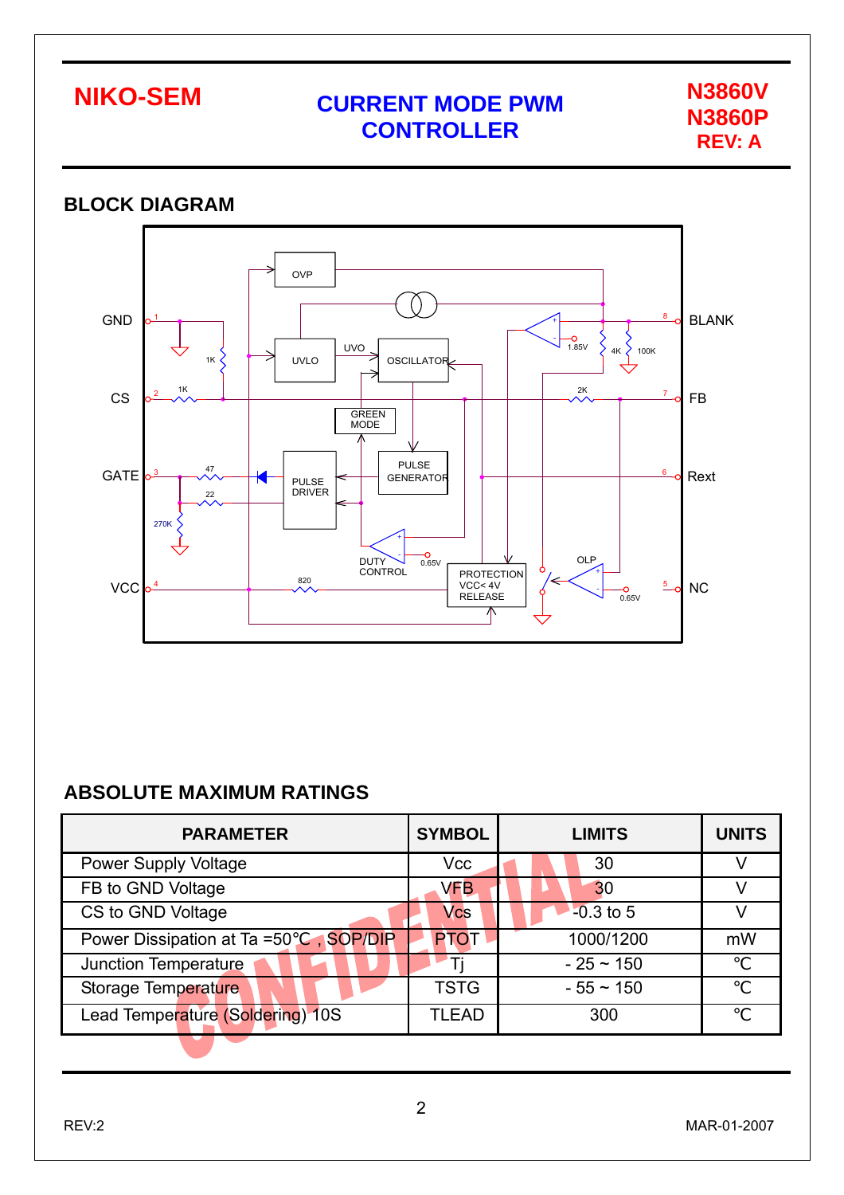## BLOCK DIAGRAM

GND, CS, GATE, VCC, BLANK, FB, Rext, NC

OVP, UVLO, UVO, OSCILLATOR, GREEN MODE, PULSE GENERATOR, PULSE DRIVER, DUTY CONTROL, PROTECTION VCC< 4V RELEASE, OLP

1K, 1K, 47, 22, 270K, 820, 2K, 4K, 100K, 1.85V, 0.65V, 0.65V

## ABSOLUTE MAXIMUM RATINGS

| PARAMETER | SYMBOL | LIMITS | UNITS |
|---|---|---|---|
| Power Supply Voltage | Vcc | 30 | V |
| FB to GND Voltage | VFB | 30 | V |
| CS to GND Voltage | Vcs | -0.3 to 5 | V |
| Power Dissipation at Ta =50°C , SOP/DIP | PTOT | 1000/1200 | mW |
| Junction Temperature | Tj | - 25 ~ 150 | °C |
| Storage Temperature | TSTG | - 55 ~ 150 | °C |
| Lead Temperature (Soldering) 10S | TLEAD | 300 | °C |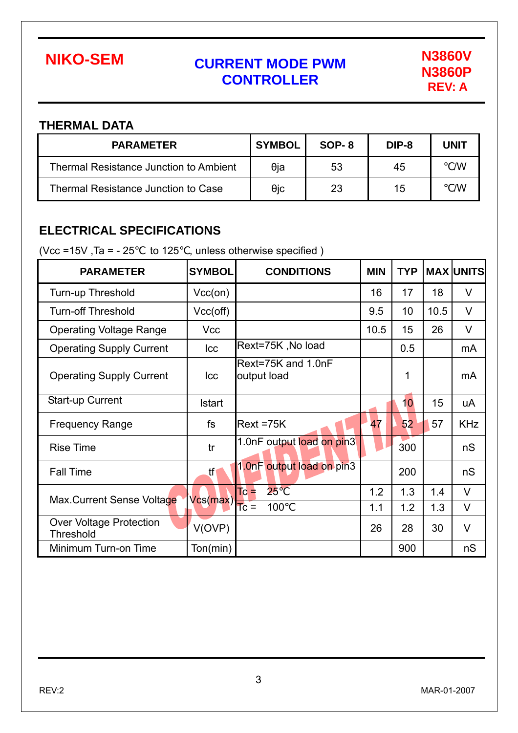## THERMAL DATA

| PARAMETER | SYMBOL | SOP- 8 | DIP-8 | UNIT |
|---|---|---|---|---|
| Thermal Resistance Junction to Ambient | θja | 53 | 45 | ℃/W |
| Thermal Resistance Junction to Case | θjc | 23 | 15 | ℃/W |

## ELECTRICAL SPECIFICATIONS

(Vcc =15V ,Ta = - 25℃ to 125℃, unless otherwise specified )

| PARAMETER | SYMBOL | CONDITIONS | MIN | TYP | MAX | UNITS |
|---|---|---|---|---|---|---|
| Turn-up Threshold | Vcc(on) | | 16 | 17 | 18 | V |
| Turn-off Threshold | Vcc(off) | | 9.5 | 10 | 10.5 | V |
| Operating Voltage Range | Vcc | | 10.5 | 15 | 26 | V |
| Operating Supply Current | Icc | Rext=75K ,No load | | 0.5 | | mA |
| Operating Supply Current | Icc | Rext=75K and 1.0nF output load | | 1 | | mA |
| Start-up Current | Istart | | | 10 | 15 | uA |
| Frequency Range | fs | Rext =75K | 47 | 52 | 57 | KHz |
| Rise Time | tr | 1.0nF output load on pin3 | | 300 | | nS |
| Fall Time | tf | 1.0nF output load on pin3 | | 200 | | nS |
| Max.Current Sense Voltage | Vcs(max) | Tc = 25℃ | 1.2 | 1.3 | 1.4 | V |
| | | Tc = 100℃ | 1.1 | 1.2 | 1.3 | V |
| Over Voltage Protection Threshold | V(OVP) | | 26 | 28 | 30 | V |
| Minimum Turn-on Time | Ton(min) | | | 900 | | nS |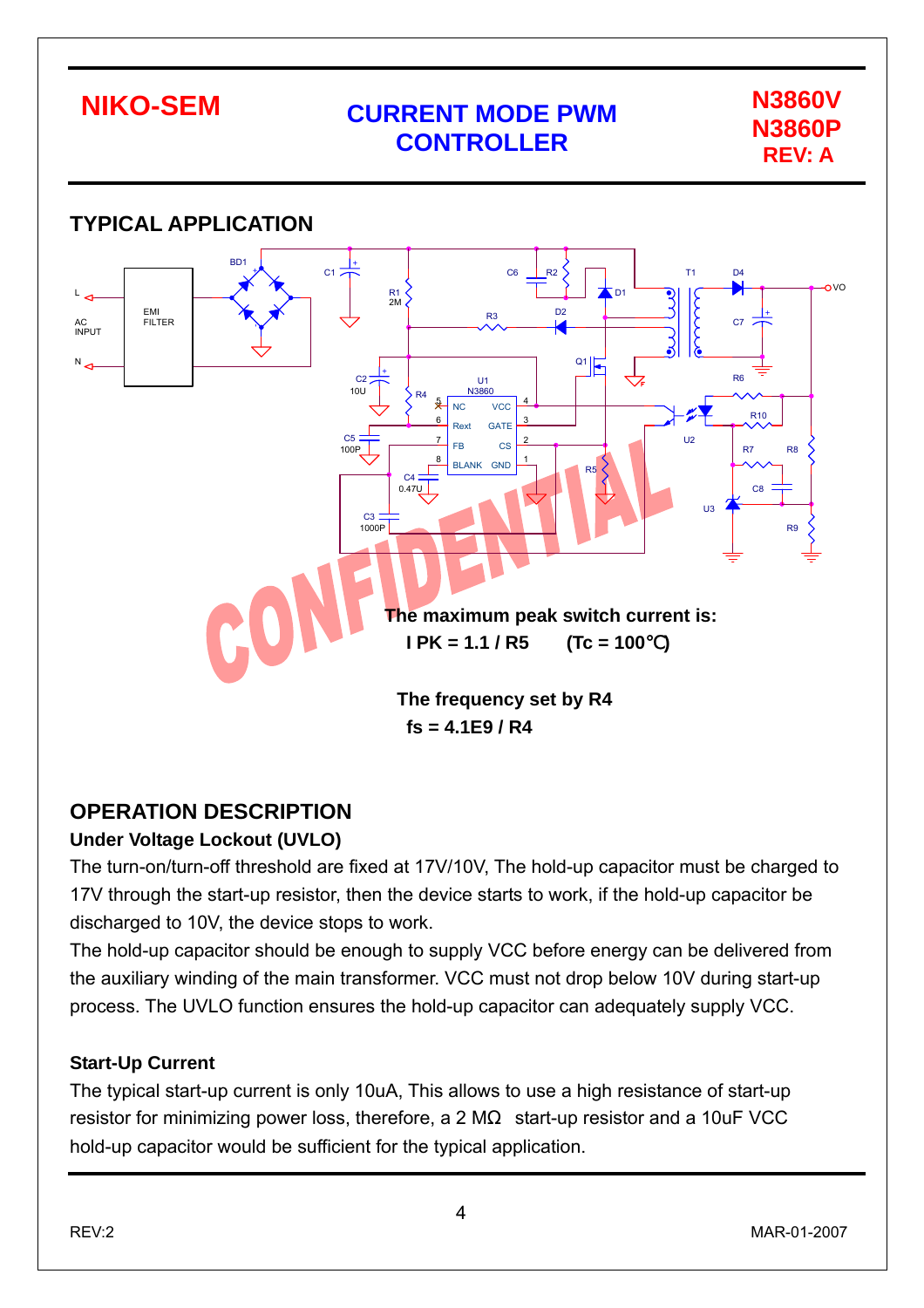## TYPICAL APPLICATION

The maximum peak switch current is:

$I_{PK} = 1.1 / R5$ (Tc = 100℃)

The frequency set by R4

$f_s = 4.1E9 / R4$

## OPERATION DESCRIPTION

### Under Voltage Lockout (UVLO)

The turn-on/turn-off threshold are fixed at 17V/10V, The hold-up capacitor must be charged to 17V through the start-up resistor, then the device starts to work, if the hold-up capacitor be discharged to 10V, the device stops to work.

The hold-up capacitor should be enough to supply VCC before energy can be delivered from the auxiliary winding of the main transformer. VCC must not drop below 10V during start-up process. The UVLO function ensures the hold-up capacitor can adequately supply VCC.

### Start-Up Current

The typical start-up current is only 10uA, This allows to use a high resistance of start-up resistor for minimizing power loss, therefore, a 2 MΩ start-up resistor and a 10uF VCC hold-up capacitor would be sufficient for the typical application.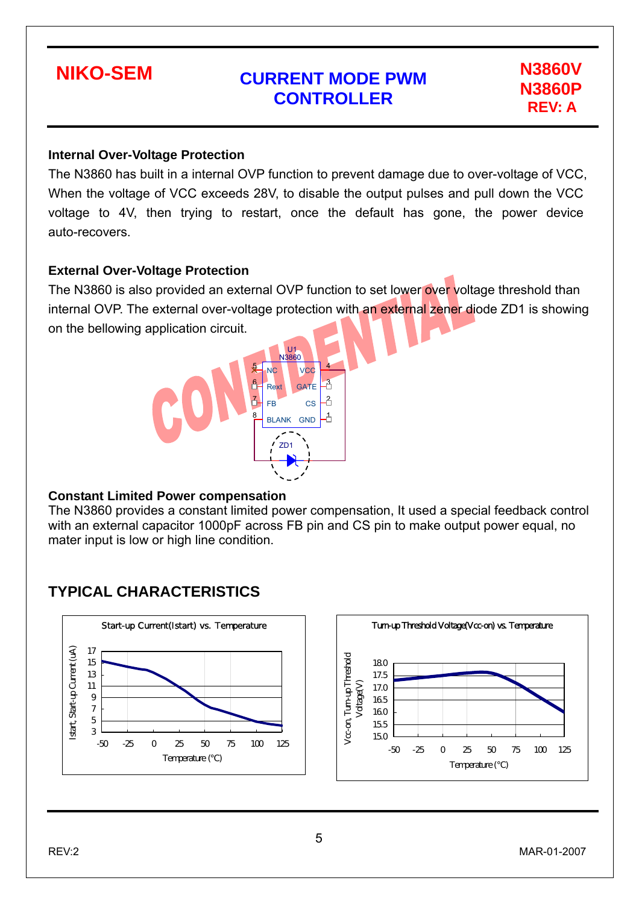### Internal Over-Voltage Protection

The N3860 has built in a internal OVP function to prevent damage due to over-voltage of VCC, When the voltage of VCC exceeds 28V, to disable the output pulses and pull down the VCC voltage to 4V, then trying to restart, once the default has gone, the power device auto-recovers.

### External Over-Voltage Protection

The N3860 is also provided an external OVP function to set lower over voltage threshold than internal OVP. The external over-voltage protection with an external zener diode ZD1 is showing on the bellowing application circuit.

### Constant Limited Power compensation

The N3860 provides a constant limited power compensation, It used a special feedback control with an external capacitor 1000pF across FB pin and CS pin to make output power equal, no mater input is low or high line condition.

## TYPICAL CHARACTERISTICS

Start-up Current(Istart) vs. Temperature

Turn-up Threshold Voltage(Vcc-on) vs. Temperature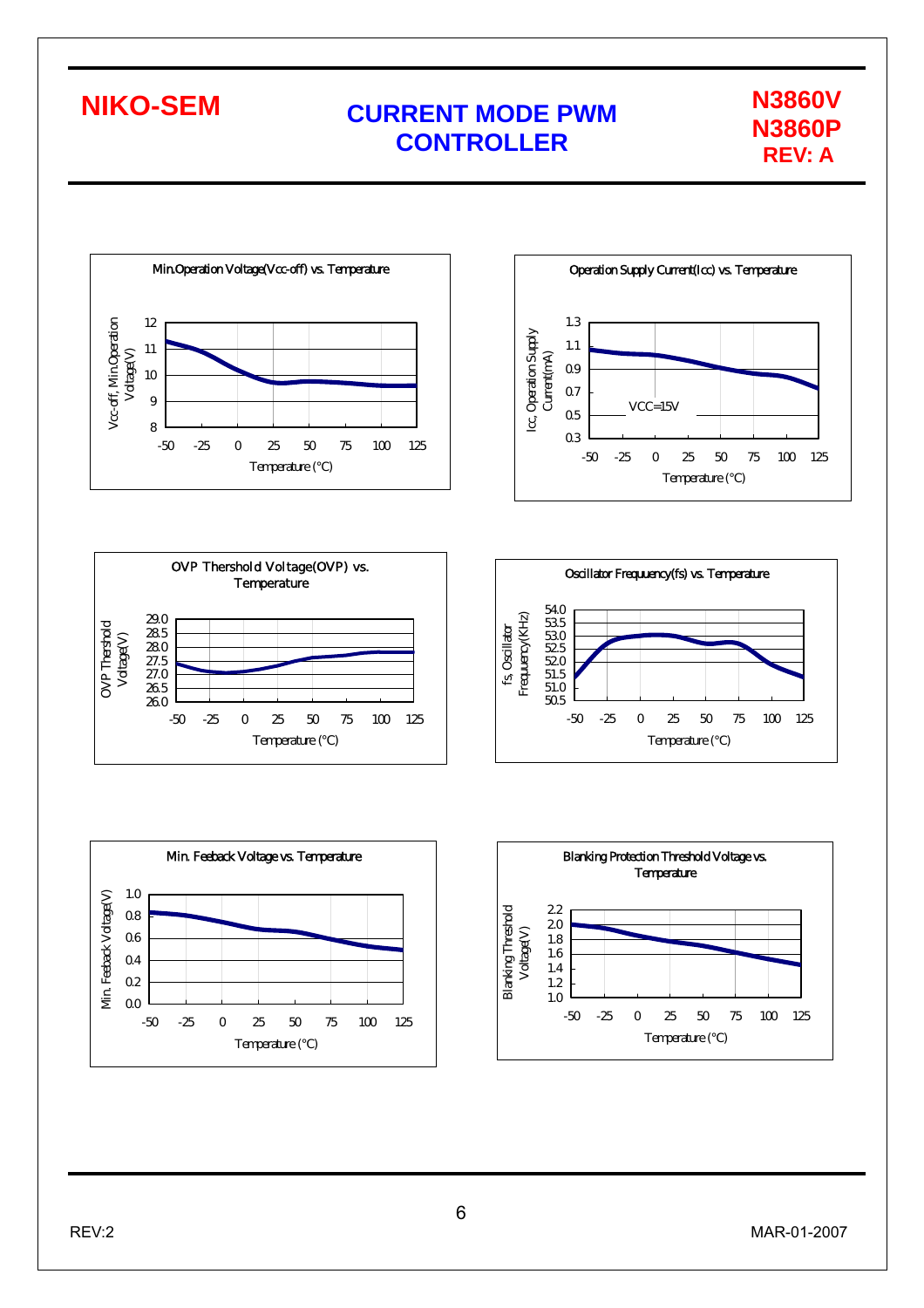Min.Operation Voltage(Vcc-off) vs. Temperature

Vcc-off, Min.Operation Voltage(V)

12
11
10
9
8

-50 -25 0 25 50 75 100 125

Temperature (°C)

Operation Supply Current(Icc) vs. Temperature

Icc, Operation Supply Current(mA)

1.3
1.1
0.9
0.7
0.5
0.3

VCC=15V

-50 -25 0 25 50 75 100 125

Temperature (°C)

OVP Thershold Voltage(OVP) vs. Temperature

OVP Thershold Voltage(V)

29.0
28.5
28.0
27.5
27.0
26.5
26.0

-50 -25 0 25 50 75 100 125

Temperature (°C)

Oscillator Frequency(fs) vs. Temperature

fs, Oscillator Frequency(KHz)

54.0
53.5
53.0
52.5
52.0
51.5
51.0
50.5

-50 -25 0 25 50 75 100 125

Temperature (°C)

Min. Feeback Voltage vs. Temperature

Min. Feeback Voltage(V)

1.0
0.8
0.6
0.4
0.2
0.0

-50 -25 0 25 50 75 100 125

Temperature (°C)

Blanking Protection Threshold Voltage vs. Temperature

Blanking Threshold Voltage(V)

2.2
2.0
1.8
1.6
1.4
1.2
1.0

-50 -25 0 25 50 75 100 125

Temperature (°C)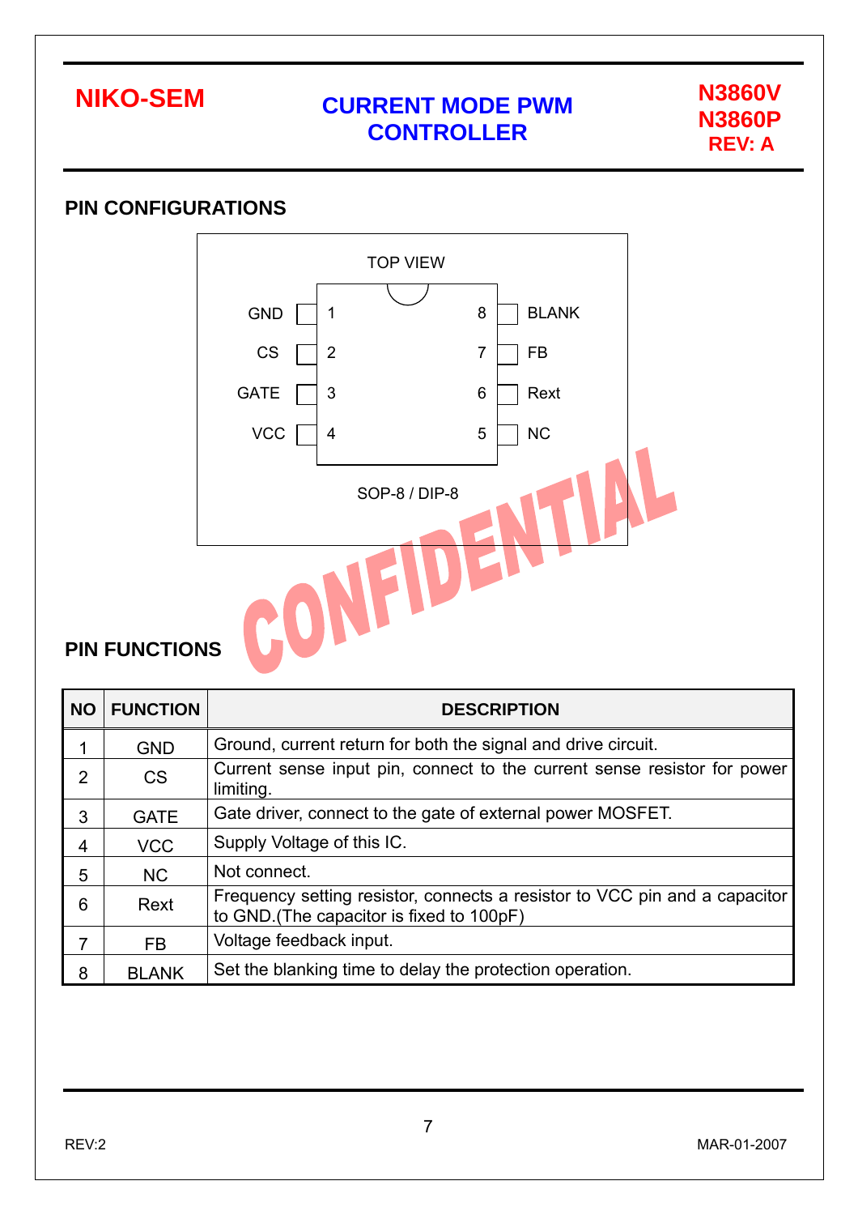## PIN CONFIGURATIONS

TOP VIEW

| Pin | Name | Pin | Name |
|---|---|---|---|
| 1 | GND | 8 | BLANK |
| 2 | CS | 7 | FB |
| 3 | GATE | 6 | Rext |
| 4 | VCC | 5 | NC |

SOP-8 / DIP-8

CONFIDENTIAL

## PIN FUNCTIONS

| NO | FUNCTION | DESCRIPTION |
|---|---|---|
| 1 | GND | Ground, current return for both the signal and drive circuit. |
| 2 | CS | Current sense input pin, connect to the current sense resistor for power limiting. |
| 3 | GATE | Gate driver, connect to the gate of external power MOSFET. |
| 4 | VCC | Supply Voltage of this IC. |
| 5 | NC | Not connect. |
| 6 | Rext | Frequency setting resistor, connects a resistor to VCC pin and a capacitor to GND.(The capacitor is fixed to 100pF) |
| 7 | FB | Voltage feedback input. |
| 8 | BLANK | Set the blanking time to delay the protection operation. |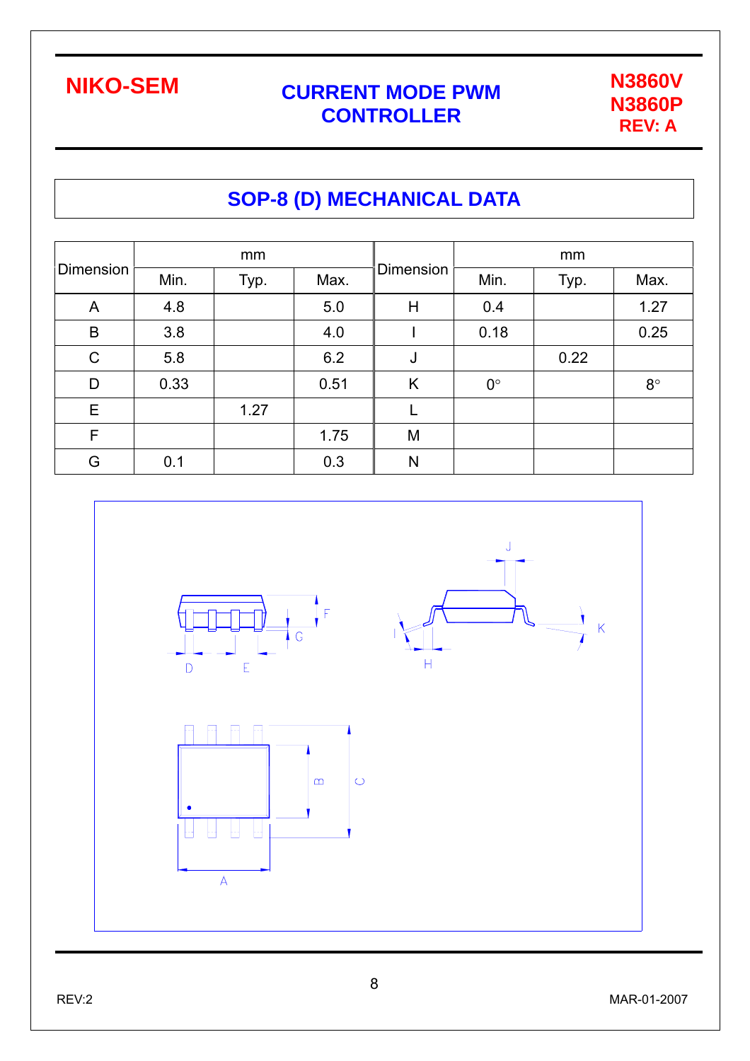## SOP-8 (D) MECHANICAL DATA

| Dimension | mm | | | Dimension | mm | | |
|---|---|---|---|---|---|---|---|
| | Min. | Typ. | Max. | | Min. | Typ. | Max. |
| A | 4.8 | | 5.0 | H | 0.4 | | 1.27 |
| B | 3.8 | | 4.0 | I | 0.18 | | 0.25 |
| C | 5.8 | | 6.2 | J | | 0.22 | |
| D | 0.33 | | 0.51 | K | 0° | | 8° |
| E | | 1.27 | | L | | | |
| F | | | 1.75 | M | | | |
| G | 0.1 | | 0.3 | N | | | |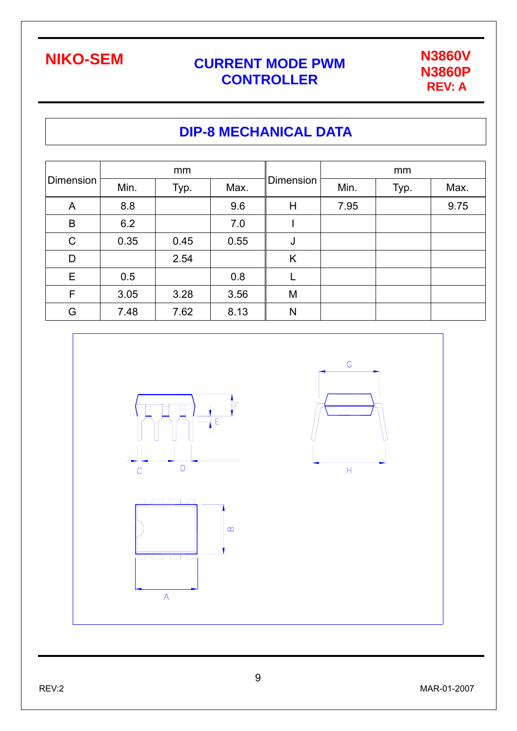## DIP-8 MECHANICAL DATA

| Dimension | mm | | | Dimension | mm | | |
|---|---|---|---|---|---|---|---|
| | Min. | Typ. | Max. | | Min. | Typ. | Max. |
| A | 8.8 | | 9.6 | H | 7.95 | | 9.75 |
| B | 6.2 | | 7.0 | I | | | |
| C | 0.35 | 0.45 | 0.55 | J | | | |
| D | | 2.54 | | K | | | |
| E | 0.5 | | 0.8 | L | | | |
| F | 3.05 | 3.28 | 3.56 | M | | | |
| G | 7.48 | 7.62 | 8.13 | N | | | |

F
E
C
D
G
H
B
A